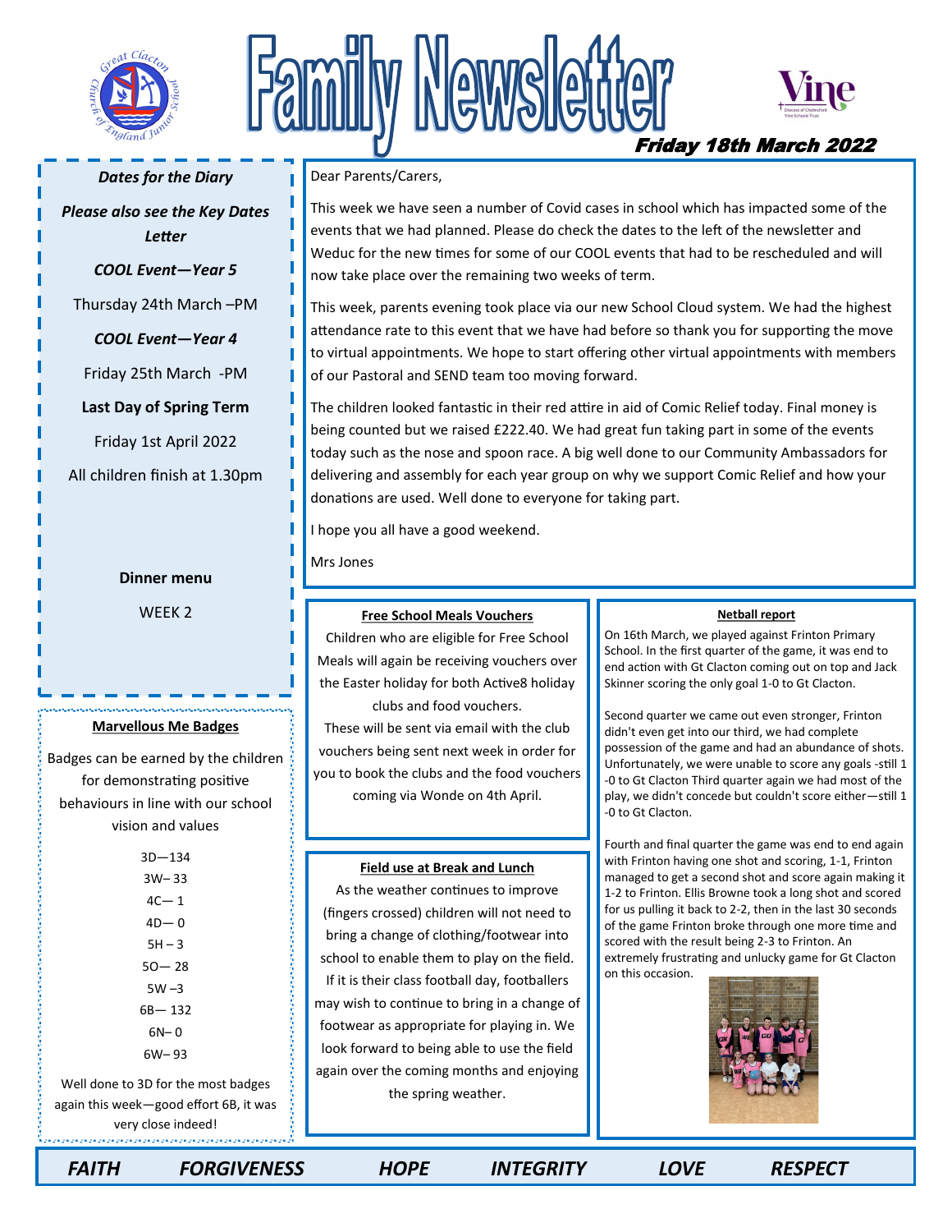# Family Newsletter

**Friday 18th March 2022**

Dear Parents/Carers,

This week we have seen a number of Covid cases in school which has impacted some of the events that we had planned. Please do check the dates to the left of the newsletter and Weduc for the new times for some of our COOL events that had to be rescheduled and will now take place over the remaining two weeks of term.

This week, parents evening took place via our new School Cloud system. We had the highest attendance rate to this event that we have had before so thank you for supporting the move to virtual appointments. We hope to start offering other virtual appointments with members of our Pastoral and SEND team too moving forward.

The children looked fantastic in their red attire in aid of Comic Relief today. Final money is being counted but we raised £222.40. We had great fun taking part in some of the events today such as the nose and spoon race. A big well done to our Community Ambassadors for delivering and assembly for each year group on why we support Comic Relief and how your donations are used. Well done to everyone for taking part.

I hope you all have a good weekend.

Mrs Jones

## Dates for the Diary

*Please also see the Key Dates Letter*

*COOL Event—Year 5*

Thursday 24th March –PM

*COOL Event—Year 4*

Friday 25th March -PM

**Last Day of Spring Term**

Friday 1st April 2022

All children finish at 1.30pm

**Dinner menu**

WEEK 2

## Marvellous Me Badges

Badges can be earned by the children for demonstrating positive behaviours in line with our school vision and values

3D—134
3W– 33
4C— 1
4D— 0
5H – 3
5O— 28
5W –3
6B— 132
6N– 0
6W– 93

Well done to 3D for the most badges again this week—good effort 6B, it was very close indeed!

## Free School Meals Vouchers

Children who are eligible for Free School Meals will again be receiving vouchers over the Easter holiday for both Active8 holiday clubs and food vouchers.

These will be sent via email with the club vouchers being sent next week in order for you to book the clubs and the food vouchers coming via Wonde on 4th April.

## Field use at Break and Lunch

As the weather continues to improve (fingers crossed) children will not need to bring a change of clothing/footwear into school to enable them to play on the field. If it is their class football day, footballers may wish to continue to bring in a change of footwear as appropriate for playing in. We look forward to being able to use the field again over the coming months and enjoying the spring weather.

## Netball report

On 16th March, we played against Frinton Primary School. In the first quarter of the game, it was end to end action with Gt Clacton coming out on top and Jack Skinner scoring the only goal 1-0 to Gt Clacton.

Second quarter we came out even stronger, Frinton didn't even get into our third, we had complete possession of the game and had an abundance of shots. Unfortunately, we were unable to score any goals -still 1-0 to Gt Clacton Third quarter again we had most of the play, we didn't concede but couldn't score either—still 1-0 to Gt Clacton.

Fourth and final quarter the game was end to end again with Frinton having one shot and scoring, 1-1, Frinton managed to get a second shot and score again making it 1-2 to Frinton. Ellis Browne took a long shot and scored for us pulling it back to 2-2, then in the last 30 seconds of the game Frinton broke through one more time and scored with the result being 2-3 to Frinton. An extremely frustrating and unlucky game for Gt Clacton on this occasion.

*FAITH FORGIVENESS HOPE INTEGRITY LOVE RESPECT*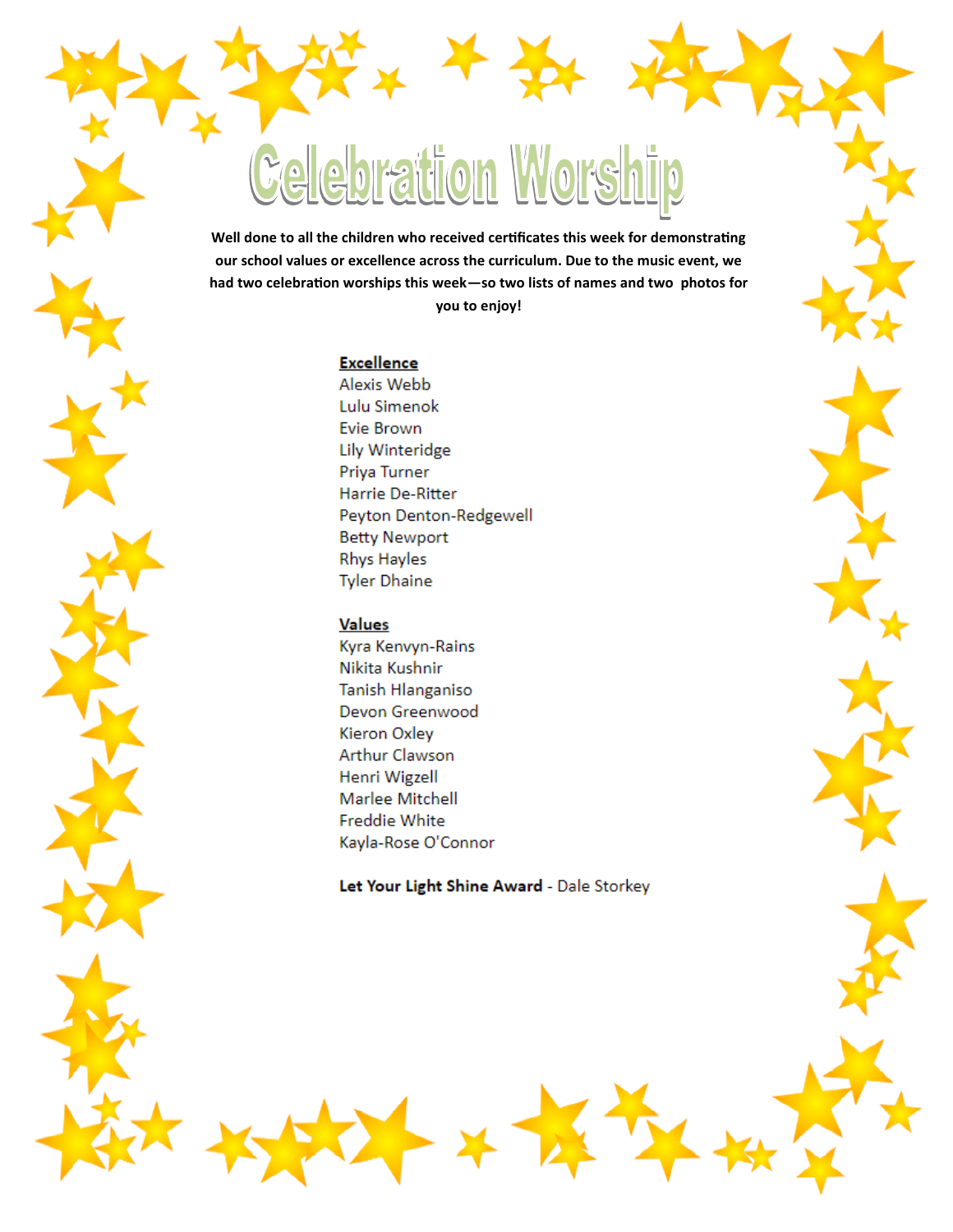# Celebration Worship

**Well done to all the children who received certificates this week for demonstrating our school values or excellence across the curriculum. Due to the music event, we had two celebration worships this week—so two lists of names and two photos for you to enjoy!**

**Excellence**

Alexis Webb
Lulu Simenok
Evie Brown
Lily Winteridge
Priya Turner
Harrie De-Ritter
Peyton Denton-Redgewell
Betty Newport
Rhys Hayles
Tyler Dhaine

**Values**

Kyra Kenvyn-Rains
Nikita Kushnir
Tanish Hlanganiso
Devon Greenwood
Kieron Oxley
Arthur Clawson
Henri Wigzell
Marlee Mitchell
Freddie White
Kayla-Rose O'Connor

**Let Your Light Shine Award** - Dale Storkey